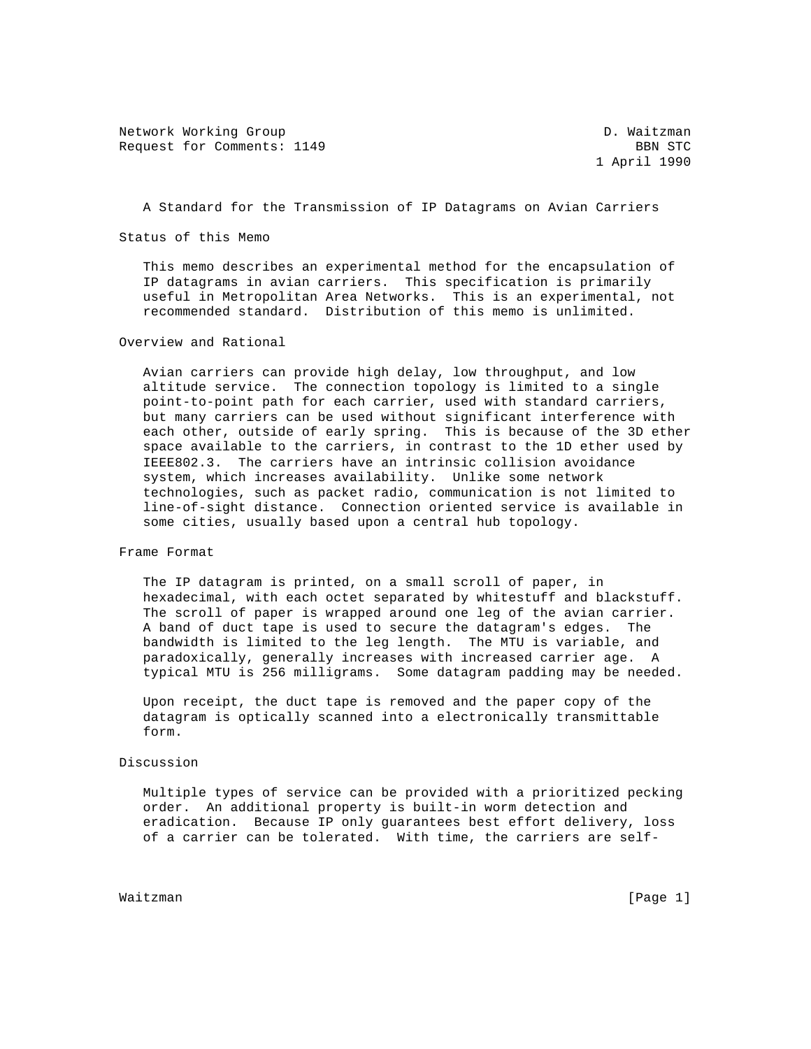Network Working Group D. Waitzman
Request for Comments: 1149 BBN STC
1 April 1990

# A Standard for the Transmission of IP Datagrams on Avian Carriers

## Status of this Memo

This memo describes an experimental method for the encapsulation of IP datagrams in avian carriers. This specification is primarily useful in Metropolitan Area Networks. This is an experimental, not recommended standard. Distribution of this memo is unlimited.

## Overview and Rational

Avian carriers can provide high delay, low throughput, and low altitude service. The connection topology is limited to a single point-to-point path for each carrier, used with standard carriers, but many carriers can be used without significant interference with each other, outside of early spring. This is because of the 3D ether space available to the carriers, in contrast to the 1D ether used by IEEE802.3. The carriers have an intrinsic collision avoidance system, which increases availability. Unlike some network technologies, such as packet radio, communication is not limited to line-of-sight distance. Connection oriented service is available in some cities, usually based upon a central hub topology.

## Frame Format

The IP datagram is printed, on a small scroll of paper, in hexadecimal, with each octet separated by whitestuff and blackstuff. The scroll of paper is wrapped around one leg of the avian carrier. A band of duct tape is used to secure the datagram's edges. The bandwidth is limited to the leg length. The MTU is variable, and paradoxically, generally increases with increased carrier age. A typical MTU is 256 milligrams. Some datagram padding may be needed.

Upon receipt, the duct tape is removed and the paper copy of the datagram is optically scanned into a electronically transmittable form.

## Discussion

Multiple types of service can be provided with a prioritized pecking order. An additional property is built-in worm detection and eradication. Because IP only guarantees best effort delivery, loss of a carrier can be tolerated. With time, the carriers are self-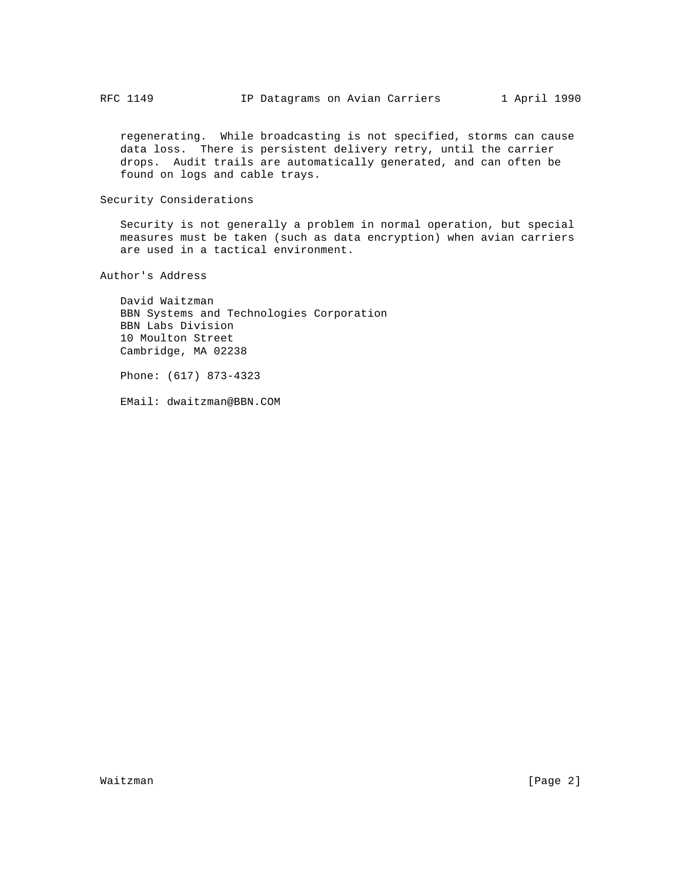regenerating. While broadcasting is not specified, storms can cause data loss. There is persistent delivery retry, until the carrier drops. Audit trails are automatically generated, and can often be found on logs and cable trays.

## Security Considerations

Security is not generally a problem in normal operation, but special measures must be taken (such as data encryption) when avian carriers are used in a tactical environment.

## Author's Address

David Waitzman
BBN Systems and Technologies Corporation
BBN Labs Division
10 Moulton Street
Cambridge, MA 02238

Phone: (617) 873-4323

EMail: dwaitzman@BBN.COM